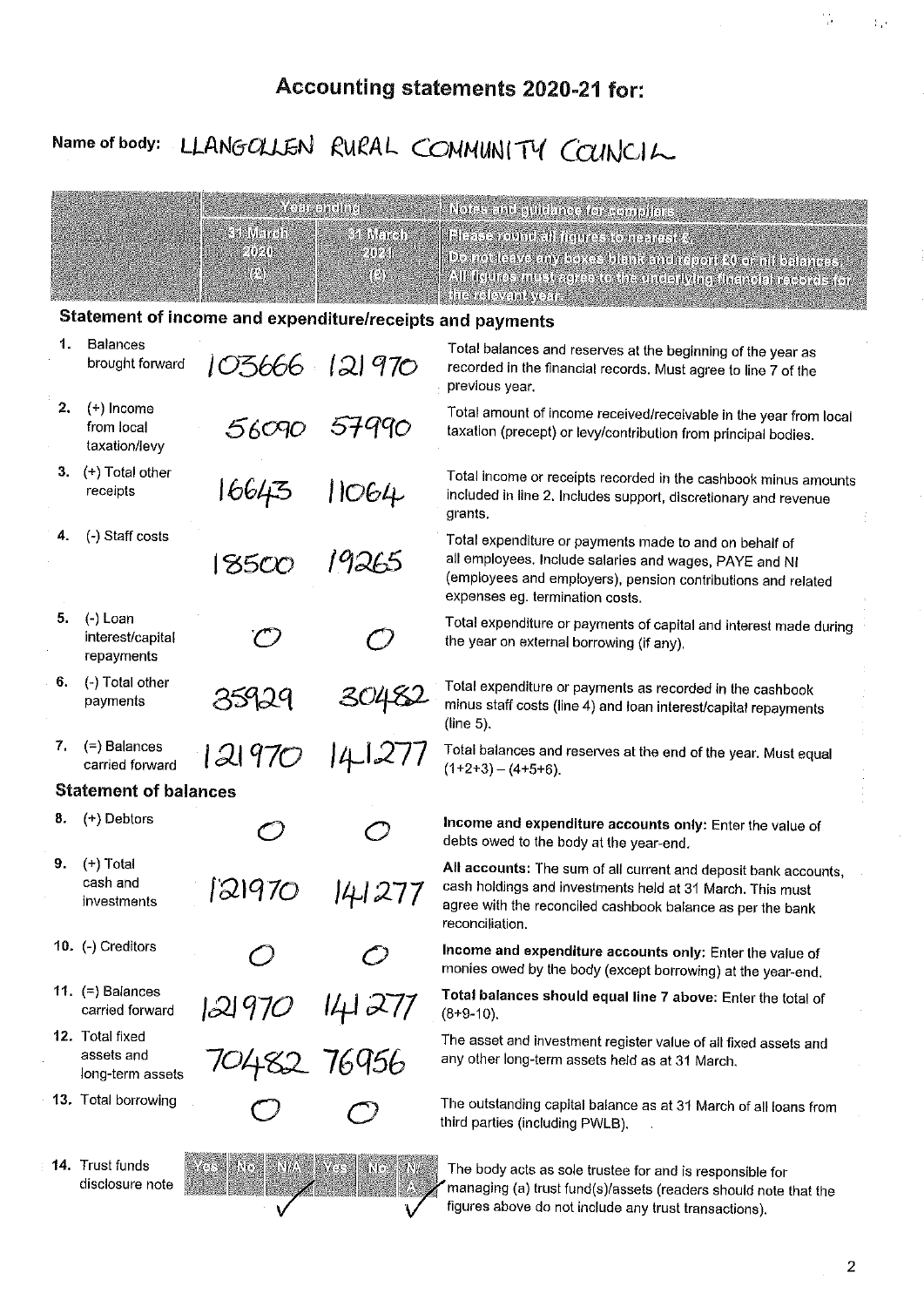# Accounting statements 2020-21 for:

**Name of body:** LLANGOLLEN RURAL COMMUNITY COUNCIL

| | Year ending 31 March 2020 (£) | Year ending 31 March 2021 (£) | Notes and guidance for compilers: Please round all figures to nearest £. Do not leave any boxes blank and report £0 or nil balances. All figures must agree to the underlying financial records for the relevant year. |
|---|---|---|---|
| **Statement of income and expenditure/receipts and payments** | | | |
| 1. Balances brought forward | 103666 | 121970 | Total balances and reserves at the beginning of the year as recorded in the financial records. Must agree to line 7 of the previous year. |
| 2. (+) Income from local taxation/levy | 56090 | 57990 | Total amount of income received/receivable in the year from local taxation (precept) or levy/contribution from principal bodies. |
| 3. (+) Total other receipts | 16643 | 11064 | Total income or receipts recorded in the cashbook minus amounts included in line 2. Includes support, discretionary and revenue grants. |
| 4. (-) Staff costs | 18500 | 19265 | Total expenditure or payments made to and on behalf of all employees. Include salaries and wages, PAYE and NI (employees and employers), pension contributions and related expenses eg. termination costs. |
| 5. (-) Loan interest/capital repayments | 0 | 0 | Total expenditure or payments of capital and interest made during the year on external borrowing (if any). |
| 6. (-) Total other payments | 35929 | 30482 | Total expenditure or payments as recorded in the cashbook minus staff costs (line 4) and loan interest/capital repayments (line 5). |
| 7. (=) Balances carried forward | 121970 | 141277 | Total balances and reserves at the end of the year. Must equal (1+2+3) – (4+5+6). |
| **Statement of balances** | | | |
| 8. (+) Debtors | 0 | 0 | **Income and expenditure accounts only:** Enter the value of debts owed to the body at the year-end. |
| 9. (+) Total cash and investments | 121970 | 141277 | **All accounts:** The sum of all current and deposit bank accounts, cash holdings and investments held at 31 March. This must agree with the reconciled cashbook balance as per the bank reconciliation. |
| 10. (-) Creditors | 0 | 0 | **Income and expenditure accounts only:** Enter the value of monies owed by the body (except borrowing) at the year-end. |
| 11. (=) Balances carried forward | 121970 | 141277 | **Total balances should equal line 7 above:** Enter the total of (8+9-10). |
| 12. Total fixed assets and long-term assets | 70482 | 76956 | The asset and investment register value of all fixed assets and any other long-term assets held as at 31 March. |
| 13. Total borrowing | 0 | 0 | The outstanding capital balance as at 31 March of all loans from third parties (including PWLB). |

| | 2020: Yes | 2020: No | 2020: N/A | 2021: Yes | 2021: No | 2021: N/A | |
|---|---|---|---|---|---|---|---|
| 14. Trust funds disclosure note | | ✓ | | | | ✓ | The body acts as sole trustee for and is responsible for managing (a) trust fund(s)/assets (readers should note that the figures above do not include any trust transactions). |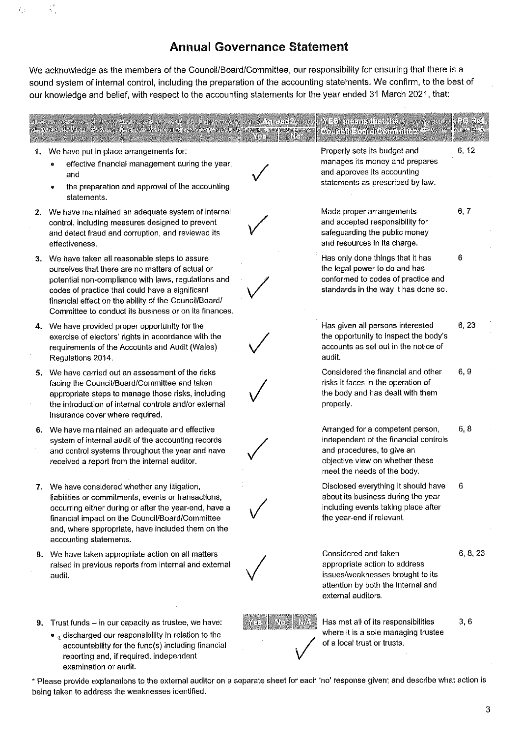# Annual Governance Statement

We acknowledge as the members of the Council/Board/Committee, our responsibility for ensuring that there is a sound system of internal control, including the preparation of the accounting statements. We confirm, to the best of our knowledge and belief, with respect to the accounting statements for the year ended 31 March 2021, that:

| | Agreed? Yes | Agreed? No* | 'YES' means that the Council/Board/Committee: | PG Ref |
|---|---|---|---|---|
| 1. We have put in place arrangements for: • effective financial management during the year; and • the preparation and approval of the accounting statements. | ✓ | | Properly sets its budget and manages its money and prepares and approves its accounting statements as prescribed by law. | 6, 12 |
| 2. We have maintained an adequate system of internal control, including measures designed to prevent and detect fraud and corruption, and reviewed its effectiveness. | ✓ | | Made proper arrangements and accepted responsibility for safeguarding the public money and resources in its charge. | 6, 7 |
| 3. We have taken all reasonable steps to assure ourselves that there are no matters of actual or potential non-compliance with laws, regulations and codes of practice that could have a significant financial effect on the ability of the Council/Board/ Committee to conduct its business or on its finances. | ✓ | | Has only done things that it has the legal power to do and has conformed to codes of practice and standards in the way it has done so. | 6 |
| 4. We have provided proper opportunity for the exercise of electors' rights in accordance with the requirements of the Accounts and Audit (Wales) Regulations 2014. | ✓ | | Has given all persons interested the opportunity to inspect the body's accounts as set out in the notice of audit. | 6, 23 |
| 5. We have carried out an assessment of the risks facing the Council/Board/Committee and taken appropriate steps to manage those risks, including the introduction of internal controls and/or external insurance cover where required. | ✓ | | Considered the financial and other risks it faces in the operation of the body and has dealt with them properly. | 6, 9 |
| 6. We have maintained an adequate and effective system of internal audit of the accounting records and control systems throughout the year and have received a report from the internal auditor. | ✓ | | Arranged for a competent person, independent of the financial controls and procedures, to give an objective view on whether these meet the needs of the body. | 6, 8 |
| 7. We have considered whether any litigation, liabilities or commitments, events or transactions, occurring either during or after the year-end, have a financial impact on the Council/Board/Committee and, where appropriate, have included them on the accounting statements. | ✓ | | Disclosed everything it should have about its business during the year including events taking place after the year-end if relevant. | 6 |
| 8. We have taken appropriate action on all matters raised in previous reports from internal and external audit. | ✓ | | Considered and taken appropriate action to address issues/weaknesses brought to its attention by both the internal and external auditors. | 6, 8, 23 |

| | Yes | No | N/A | 'YES' means that the Council/Board/Committee: | PG Ref |
|---|---|---|---|---|---|
| 9. Trust funds – in our capacity as trustee, we have: • discharged our responsibility in relation to the accountability for the fund(s) including financial reporting and, if required, independent examination or audit. | | | ✓ | Has met all of its responsibilities where it is a sole managing trustee of a local trust or trusts. | 3, 6 |

\* Please provide explanations to the external auditor on a separate sheet for each 'no' response given; and describe what action is being taken to address the weaknesses identified.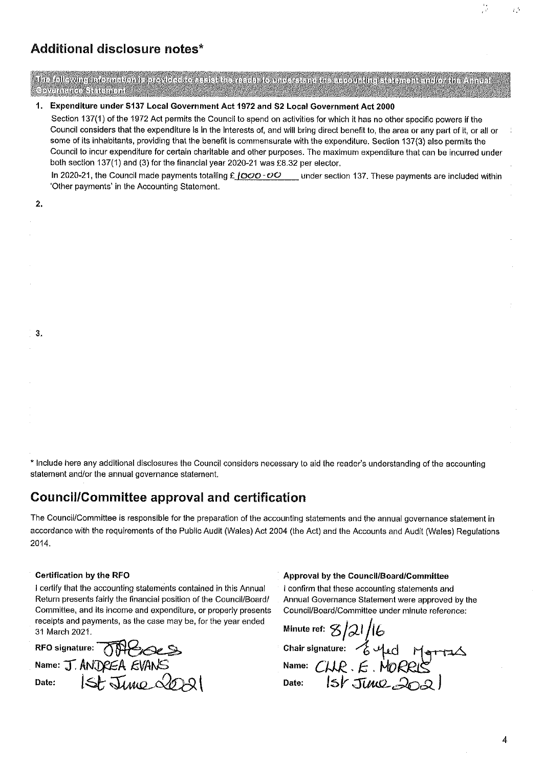## Additional disclosure notes*

**The following information is provided to assist the reader to understand the accounting statement and/or the Annual Governance Statement**

1. **Expenditure under S137 Local Government Act 1972 and S2 Local Government Act 2000**

   Section 137(1) of the 1972 Act permits the Council to spend on activities for which it has no other specific powers if the Council considers that the expenditure is in the interests of, and will bring direct benefit to, the area or any part of it, or all or some of its inhabitants, providing that the benefit is commensurate with the expenditure. Section 137(3) also permits the Council to incur expenditure for certain charitable and other purposes. The maximum expenditure that can be incurred under both section 137(1) and (3) for the financial year 2020-21 was £8.32 per elector.

   In 2020-21, the Council made payments totalling £ 1000·00 under section 137. These payments are included within 'Other payments' in the Accounting Statement.

2.

3.

* Include here any additional disclosures the Council considers necessary to aid the reader's understanding of the accounting statement and/or the annual governance statement.

## Council/Committee approval and certification

The Council/Committee is responsible for the preparation of the accounting statements and the annual governance statement in accordance with the requirements of the Public Audit (Wales) Act 2004 (the Act) and the Accounts and Audit (Wales) Regulations 2014.

**Certification by the RFO**

I certify that the accounting statements contained in this Annual Return presents fairly the financial position of the Council/Board/Committee, and its income and expenditure, or properly presents receipts and payments, as the case may be, for the year ended 31 March 2021.

RFO signature: JAEvans

Name: J. ANDREA EVANS

Date: 1st June 2021

**Approval by the Council/Board/Committee**

I confirm that these accounting statements and Annual Governance Statement were approved by the Council/Board/Committee under minute reference:

Minute ref: 8/21/16

Chair signature: E Wyd Morris

Name: CLLR. E. MORRIS

Date: 1st June 2021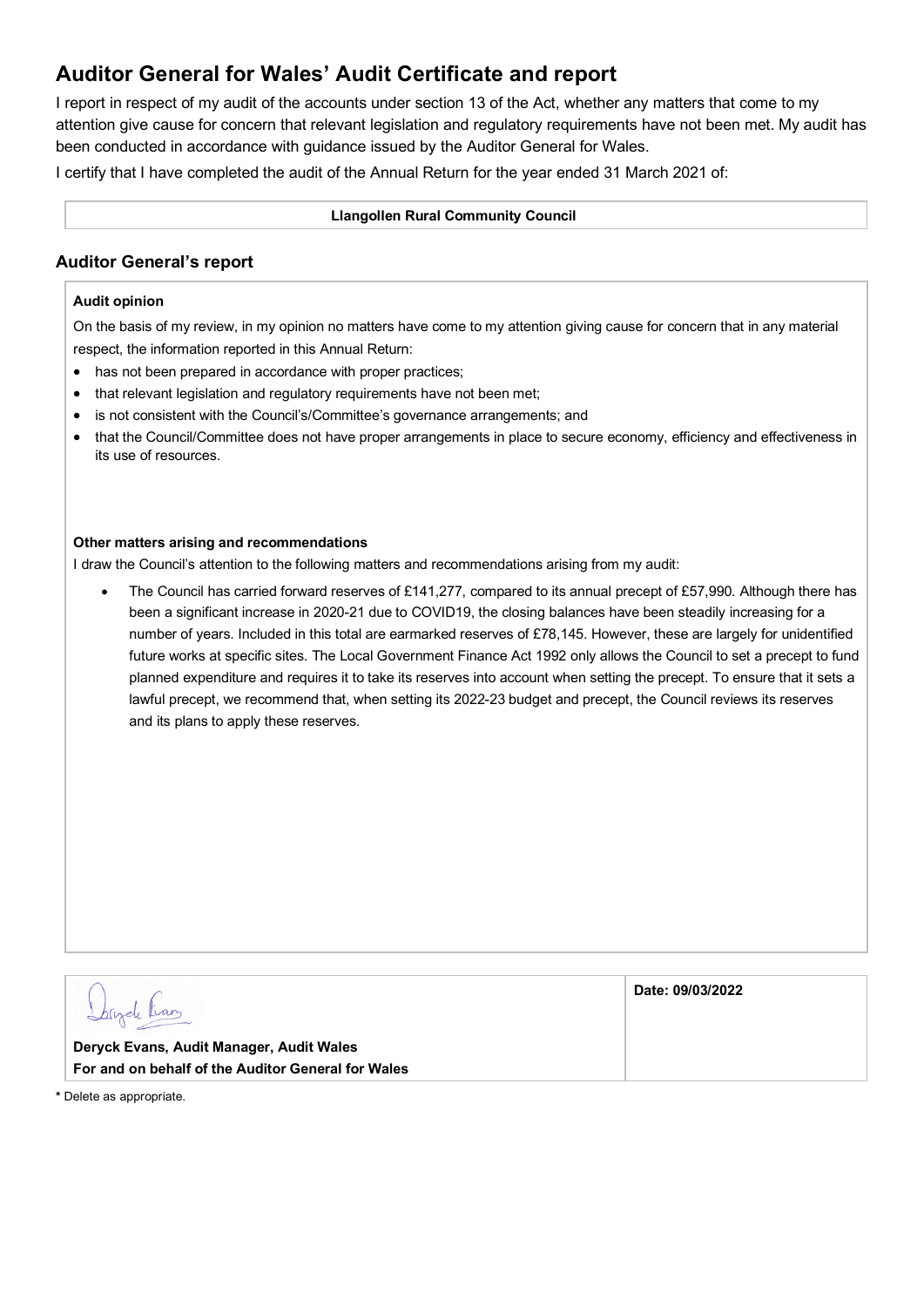# Auditor General for Wales' Audit Certificate and report

I report in respect of my audit of the accounts under section 13 of the Act, whether any matters that come to my attention give cause for concern that relevant legislation and regulatory requirements have not been met. My audit has been conducted in accordance with guidance issued by the Auditor General for Wales.

I certify that I have completed the audit of the Annual Return for the year ended 31 March 2021 of:

**Llangollen Rural Community Council**

## Auditor General's report

**Audit opinion**

On the basis of my review, in my opinion no matters have come to my attention giving cause for concern that in any material respect, the information reported in this Annual Return:

- has not been prepared in accordance with proper practices;
- that relevant legislation and regulatory requirements have not been met;
- is not consistent with the Council's/Committee's governance arrangements; and
- that the Council/Committee does not have proper arrangements in place to secure economy, efficiency and effectiveness in its use of resources.

**Other matters arising and recommendations**

I draw the Council's attention to the following matters and recommendations arising from my audit:

- The Council has carried forward reserves of £141,277, compared to its annual precept of £57,990. Although there has been a significant increase in 2020-21 due to COVID19, the closing balances have been steadily increasing for a number of years. Included in this total are earmarked reserves of £78,145. However, these are largely for unidentified future works at specific sites. The Local Government Finance Act 1992 only allows the Council to set a precept to fund planned expenditure and requires it to take its reserves into account when setting the precept. To ensure that it sets a lawful precept, we recommend that, when setting its 2022-23 budget and precept, the Council reviews its reserves and its plans to apply these reserves.

| | |
|---|---|
| Deryck Evans<br>**Deryck Evans, Audit Manager, Audit Wales**<br>**For and on behalf of the Auditor General for Wales** | **Date: 09/03/2022** |

\* Delete as appropriate.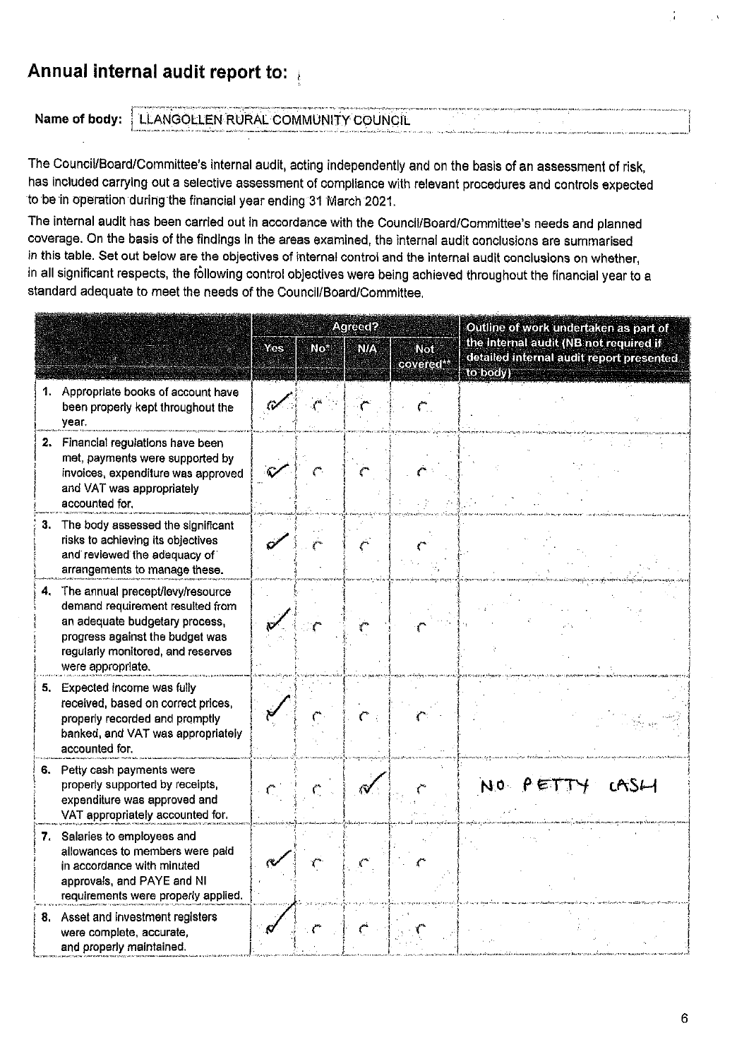## Annual internal audit report to:

**Name of body:** LLANGOLLEN RURAL COMMUNITY COUNCIL

The Council/Board/Committee's internal audit, acting independently and on the basis of an assessment of risk, has included carrying out a selective assessment of compliance with relevant procedures and controls expected to be in operation during the financial year ending 31 March 2021.

The internal audit has been carried out in accordance with the Council/Board/Committee's needs and planned coverage. On the basis of the findings in the areas examined, the internal audit conclusions are summarised in this table. Set out below are the objectives of internal control and the internal audit conclusions on whether, in all significant respects, the following control objectives were being achieved throughout the financial year to a standard adequate to meet the needs of the Council/Board/Committee.

| | Agreed? | | | | Outline of work undertaken as part of the internal audit (NB not required if detailed internal audit report presented to body) |
|---|---|---|---|---|---|
| | Yes | No* | N/A | Not covered** | |
| 1. Appropriate books of account have been properly kept throughout the year. | ✓ | | | | |
| 2. Financial regulations have been met, payments were supported by invoices, expenditure was approved and VAT was appropriately accounted for. | ✓ | | | | |
| 3. The body assessed the significant risks to achieving its objectives and reviewed the adequacy of arrangements to manage these. | ✓ | | | | |
| 4. The annual precept/levy/resource demand requirement resulted from an adequate budgetary process, progress against the budget was regularly monitored, and reserves were appropriate. | ✓ | | | | |
| 5. Expected income was fully received, based on correct prices, properly recorded and promptly banked, and VAT was appropriately accounted for. | ✓ | | | | |
| 6. Petty cash payments were properly supported by receipts, expenditure was approved and VAT appropriately accounted for. | | | ✓ | | NO PETTY CASH |
| 7. Salaries to employees and allowances to members were paid in accordance with minuted approvals, and PAYE and NI requirements were properly applied. | ✓ | | | | |
| 8. Asset and investment registers were complete, accurate, and properly maintained. | ✓ | | | | |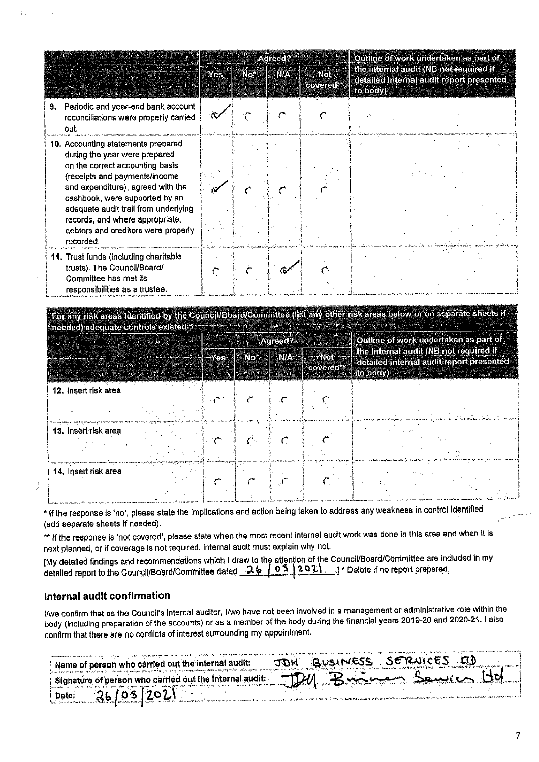| | Agreed? | | | | Outline of work undertaken as part of the internal audit (NB not required if detailed internal audit report presented to body) |
|---|---|---|---|---|---|
| | Yes | No* | N/A | Not covered** | |
| 9. Periodic and year-end bank account reconciliations were properly carried out. | ✓ | | | | |
| 10. Accounting statements prepared during the year were prepared on the correct accounting basis (receipts and payments/income and expenditure), agreed with the cashbook, were supported by an adequate audit trail from underlying records, and where appropriate, debtors and creditors were properly recorded. | ✓ | | | | |
| 11. Trust funds (including charitable trusts). The Council/Board/ Committee has met its responsibilities as a trustee. | | | ✓ | | |

For any risk areas identified by the Council/Board/Committee (list any other risk areas below or on separate sheets if needed) adequate controls existed:

| | Agreed? | | | | Outline of work undertaken as part of the internal audit (NB not required if detailed internal audit report presented to body) |
|---|---|---|---|---|---|
| | Yes | No* | N/A | Not covered** | |
| 12. Insert risk area | | | | | |
| 13. Insert risk area | | | | | |
| 14. Insert risk area | | | | | |

* If the response is 'no', please state the implications and action being taken to address any weakness in control identified (add separate sheets if needed).

** If the response is 'not covered', please state when the most recent internal audit work was done in this area and when it is next planned, or if coverage is not required, internal audit must explain why not.

[My detailed findings and recommendations which I draw to the attention of the Council/Board/Committee are included in my detailed report to the Council/Board/Committee dated 26 / 05 / 2021 .] * Delete if no report prepared.

## Internal audit confirmation

I/we confirm that as the Council's internal auditor, I/we have not been involved in a management or administrative role within the body (including preparation of the accounts) or as a member of the body during the financial years 2019-20 and 2020-21. I also confirm that there are no conflicts of interest surrounding my appointment.

| | |
|---|---|
| Name of person who carried out the internal audit: | JDH BUSINESS SERVICES LTD |
| Signature of person who carried out the internal audit: | JDH Business Services Ltd |
| Date: 26/05/2021 | |